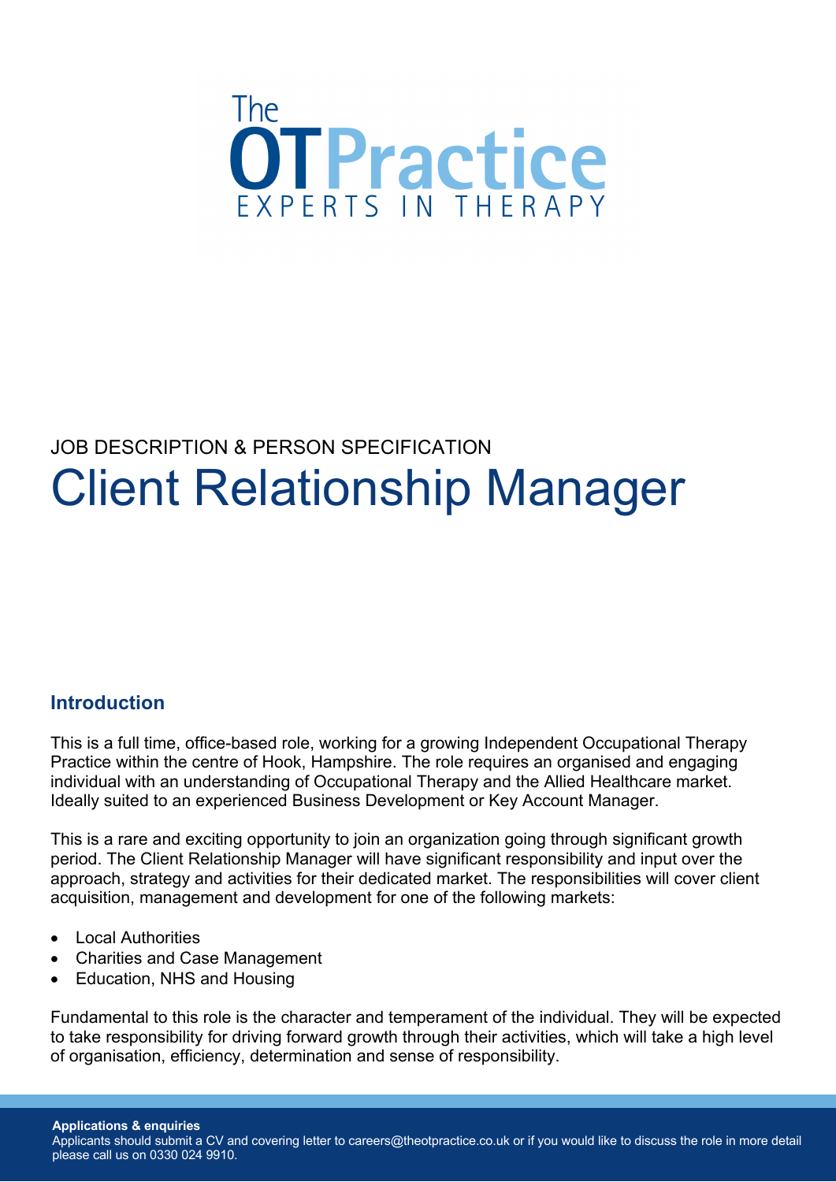The OTPractice

EXPERTS IN THERAPY

JOB DESCRIPTION & PERSON SPECIFICATION

# Client Relationship Manager

## Introduction

This is a full time, office-based role, working for a growing Independent Occupational Therapy Practice within the centre of Hook, Hampshire. The role requires an organised and engaging individual with an understanding of Occupational Therapy and the Allied Healthcare market. Ideally suited to an experienced Business Development or Key Account Manager.

This is a rare and exciting opportunity to join an organization going through significant growth period. The Client Relationship Manager will have significant responsibility and input over the approach, strategy and activities for their dedicated market. The responsibilities will cover client acquisition, management and development for one of the following markets:

- Local Authorities
- Charities and Case Management
- Education, NHS and Housing

Fundamental to this role is the character and temperament of the individual. They will be expected to take responsibility for driving forward growth through their activities, which will take a high level of organisation, efficiency, determination and sense of responsibility.

**Applications & enquiries**
Applicants should submit a CV and covering letter to careers@theotpractice.co.uk or if you would like to discuss the role in more detail please call us on 0330 024 9910.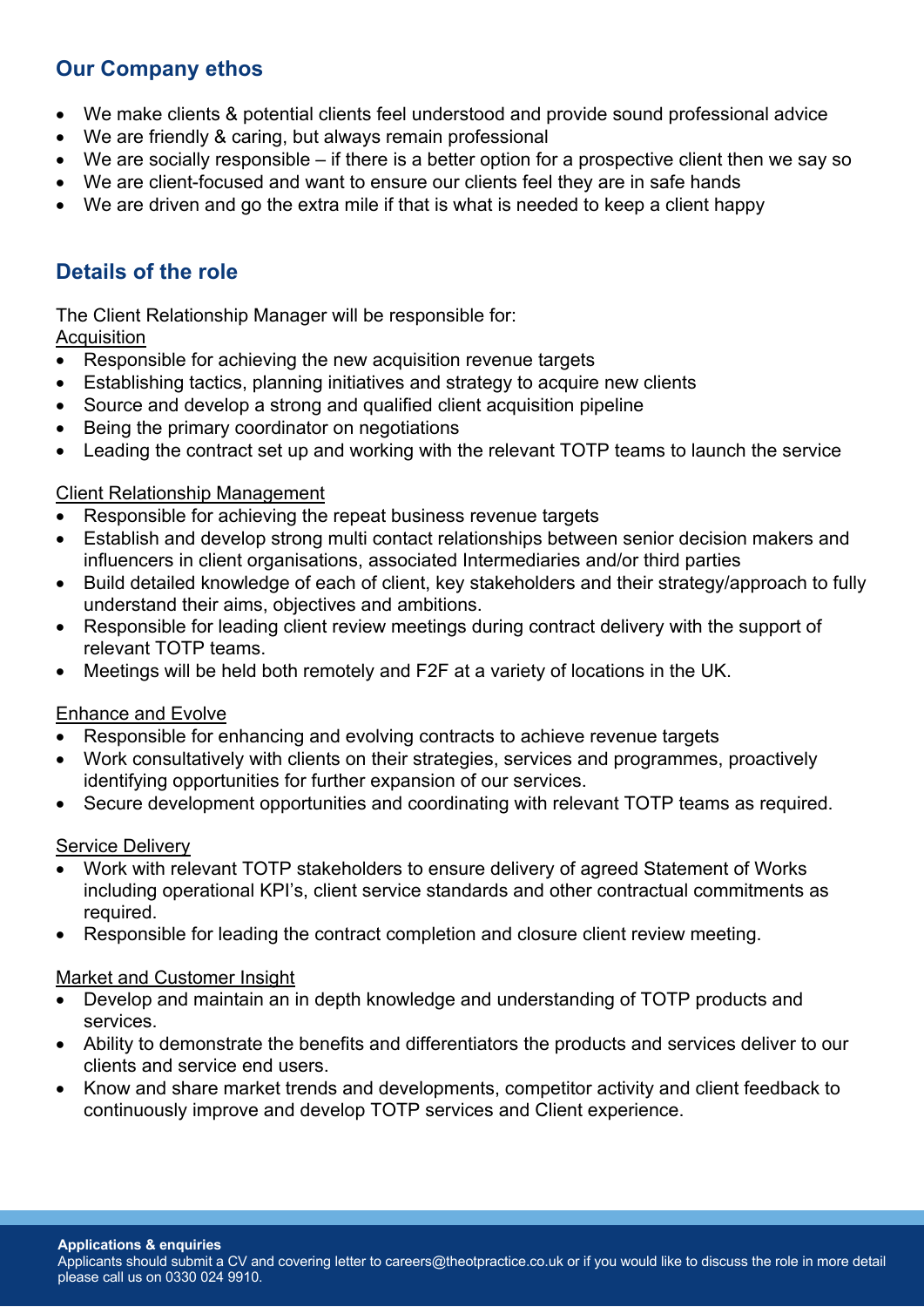## Our Company ethos

- We make clients & potential clients feel understood and provide sound professional advice
- We are friendly & caring, but always remain professional
- We are socially responsible – if there is a better option for a prospective client then we say so
- We are client-focused and want to ensure our clients feel they are in safe hands
- We are driven and go the extra mile if that is what is needed to keep a client happy

## Details of the role

The Client Relationship Manager will be responsible for:

Acquisition

- Responsible for achieving the new acquisition revenue targets
- Establishing tactics, planning initiatives and strategy to acquire new clients
- Source and develop a strong and qualified client acquisition pipeline
- Being the primary coordinator on negotiations
- Leading the contract set up and working with the relevant TOTP teams to launch the service

Client Relationship Management

- Responsible for achieving the repeat business revenue targets
- Establish and develop strong multi contact relationships between senior decision makers and influencers in client organisations, associated Intermediaries and/or third parties
- Build detailed knowledge of each of client, key stakeholders and their strategy/approach to fully understand their aims, objectives and ambitions.
- Responsible for leading client review meetings during contract delivery with the support of relevant TOTP teams.
- Meetings will be held both remotely and F2F at a variety of locations in the UK.

Enhance and Evolve

- Responsible for enhancing and evolving contracts to achieve revenue targets
- Work consultatively with clients on their strategies, services and programmes, proactively identifying opportunities for further expansion of our services.
- Secure development opportunities and coordinating with relevant TOTP teams as required.

Service Delivery

- Work with relevant TOTP stakeholders to ensure delivery of agreed Statement of Works including operational KPI's, client service standards and other contractual commitments as required.
- Responsible for leading the contract completion and closure client review meeting.

Market and Customer Insight

- Develop and maintain an in depth knowledge and understanding of TOTP products and services.
- Ability to demonstrate the benefits and differentiators the products and services deliver to our clients and service end users.
- Know and share market trends and developments, competitor activity and client feedback to continuously improve and develop TOTP services and Client experience.

**Applications & enquiries**

Applicants should submit a CV and covering letter to careers@theotpractice.co.uk or if you would like to discuss the role in more detail please call us on 0330 024 9910.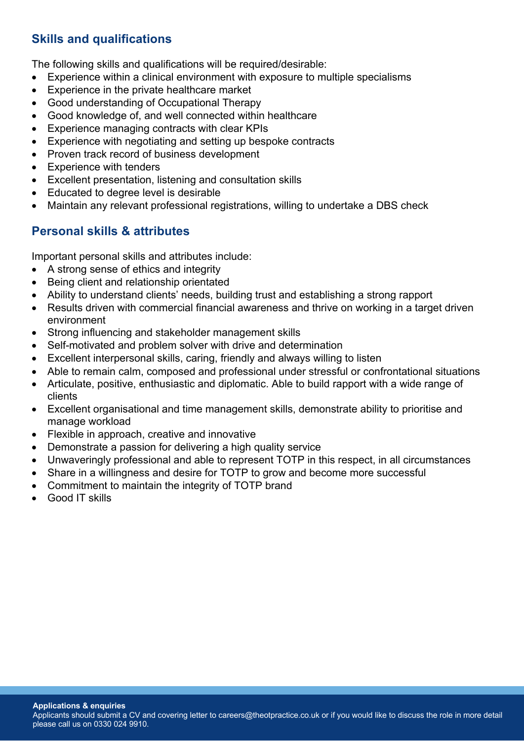## Skills and qualifications

The following skills and qualifications will be required/desirable:

- Experience within a clinical environment with exposure to multiple specialisms
- Experience in the private healthcare market
- Good understanding of Occupational Therapy
- Good knowledge of, and well connected within healthcare
- Experience managing contracts with clear KPIs
- Experience with negotiating and setting up bespoke contracts
- Proven track record of business development
- Experience with tenders
- Excellent presentation, listening and consultation skills
- Educated to degree level is desirable
- Maintain any relevant professional registrations, willing to undertake a DBS check

## Personal skills & attributes

Important personal skills and attributes include:

- A strong sense of ethics and integrity
- Being client and relationship orientated
- Ability to understand clients' needs, building trust and establishing a strong rapport
- Results driven with commercial financial awareness and thrive on working in a target driven environment
- Strong influencing and stakeholder management skills
- Self-motivated and problem solver with drive and determination
- Excellent interpersonal skills, caring, friendly and always willing to listen
- Able to remain calm, composed and professional under stressful or confrontational situations
- Articulate, positive, enthusiastic and diplomatic. Able to build rapport with a wide range of clients
- Excellent organisational and time management skills, demonstrate ability to prioritise and manage workload
- Flexible in approach, creative and innovative
- Demonstrate a passion for delivering a high quality service
- Unwaveringly professional and able to represent TOTP in this respect, in all circumstances
- Share in a willingness and desire for TOTP to grow and become more successful
- Commitment to maintain the integrity of TOTP brand
- Good IT skills

**Applications & enquiries**

Applicants should submit a CV and covering letter to careers@theotpractice.co.uk or if you would like to discuss the role in more detail please call us on 0330 024 9910.